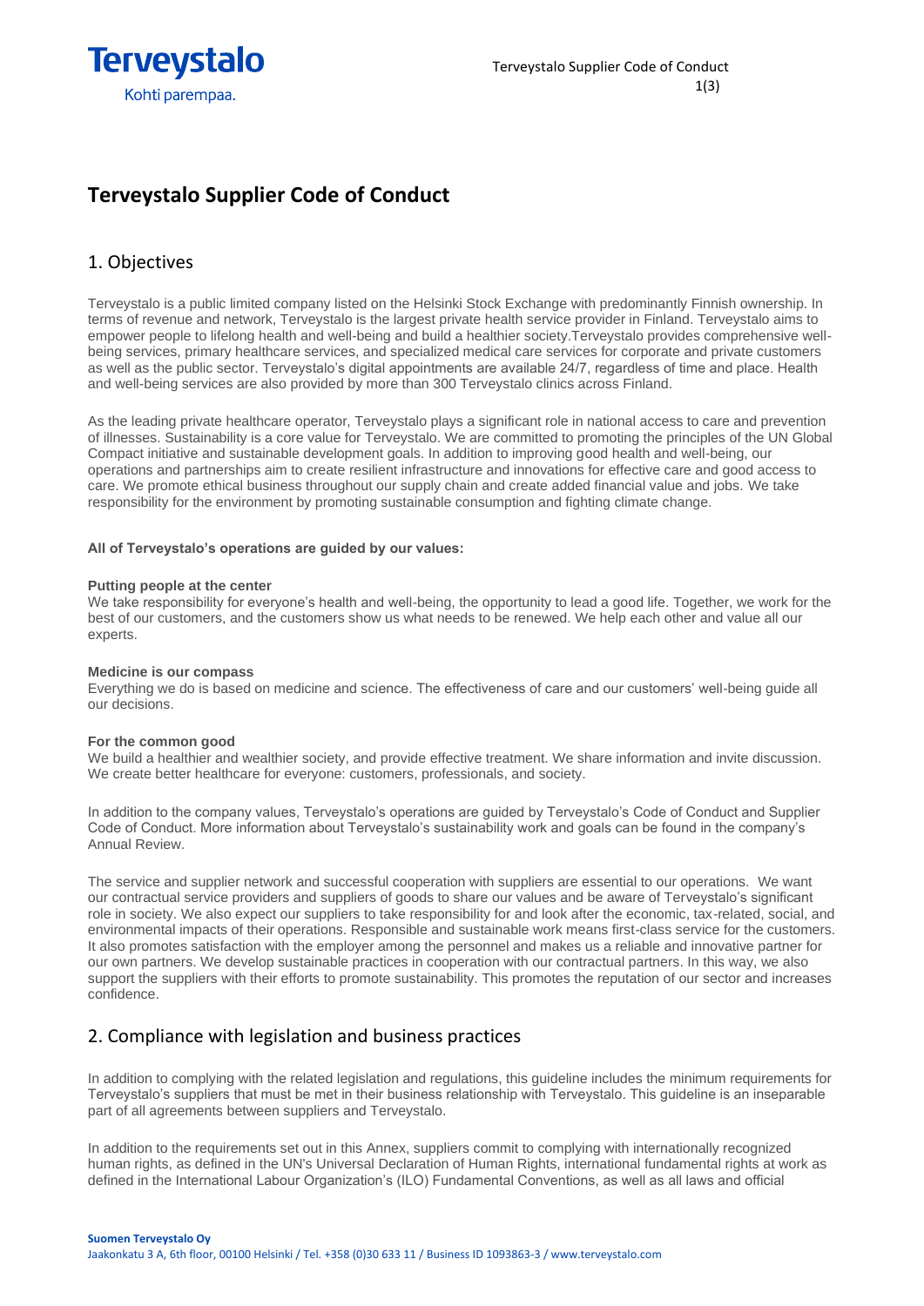# Terveystalo Supplier Code of Conduct

## 1. Objectives

Terveystalo is a public limited company listed on the Helsinki Stock Exchange with predominantly Finnish ownership. In terms of revenue and network, Terveystalo is the largest private health service provider in Finland. Terveystalo aims to empower people to lifelong health and well-being and build a healthier society.Terveystalo provides comprehensive well-being services, primary healthcare services, and specialized medical care services for corporate and private customers as well as the public sector. Terveystalo's digital appointments are available 24/7, regardless of time and place. Health and well-being services are also provided by more than 300 Terveystalo clinics across Finland.

As the leading private healthcare operator, Terveystalo plays a significant role in national access to care and prevention of illnesses. Sustainability is a core value for Terveystalo. We are committed to promoting the principles of the UN Global Compact initiative and sustainable development goals. In addition to improving good health and well-being, our operations and partnerships aim to create resilient infrastructure and innovations for effective care and good access to care. We promote ethical business throughout our supply chain and create added financial value and jobs. We take responsibility for the environment by promoting sustainable consumption and fighting climate change.

**All of Terveystalo's operations are guided by our values:**

**Putting people at the center**
We take responsibility for everyone's health and well-being, the opportunity to lead a good life. Together, we work for the best of our customers, and the customers show us what needs to be renewed. We help each other and value all our experts.

**Medicine is our compass**
Everything we do is based on medicine and science. The effectiveness of care and our customers' well-being guide all our decisions.

**For the common good**
We build a healthier and wealthier society, and provide effective treatment. We share information and invite discussion. We create better healthcare for everyone: customers, professionals, and society.

In addition to the company values, Terveystalo's operations are guided by Terveystalo's Code of Conduct and Supplier Code of Conduct. More information about Terveystalo's sustainability work and goals can be found in the company's Annual Review.

The service and supplier network and successful cooperation with suppliers are essential to our operations. We want our contractual service providers and suppliers of goods to share our values and be aware of Terveystalo's significant role in society. We also expect our suppliers to take responsibility for and look after the economic, tax-related, social, and environmental impacts of their operations. Responsible and sustainable work means first-class service for the customers. It also promotes satisfaction with the employer among the personnel and makes us a reliable and innovative partner for our own partners. We develop sustainable practices in cooperation with our contractual partners. In this way, we also support the suppliers with their efforts to promote sustainability. This promotes the reputation of our sector and increases confidence.

## 2. Compliance with legislation and business practices

In addition to complying with the related legislation and regulations, this guideline includes the minimum requirements for Terveystalo's suppliers that must be met in their business relationship with Terveystalo. This guideline is an inseparable part of all agreements between suppliers and Terveystalo.

In addition to the requirements set out in this Annex, suppliers commit to complying with internationally recognized human rights, as defined in the UN's Universal Declaration of Human Rights, international fundamental rights at work as defined in the International Labour Organization's (ILO) Fundamental Conventions, as well as all laws and official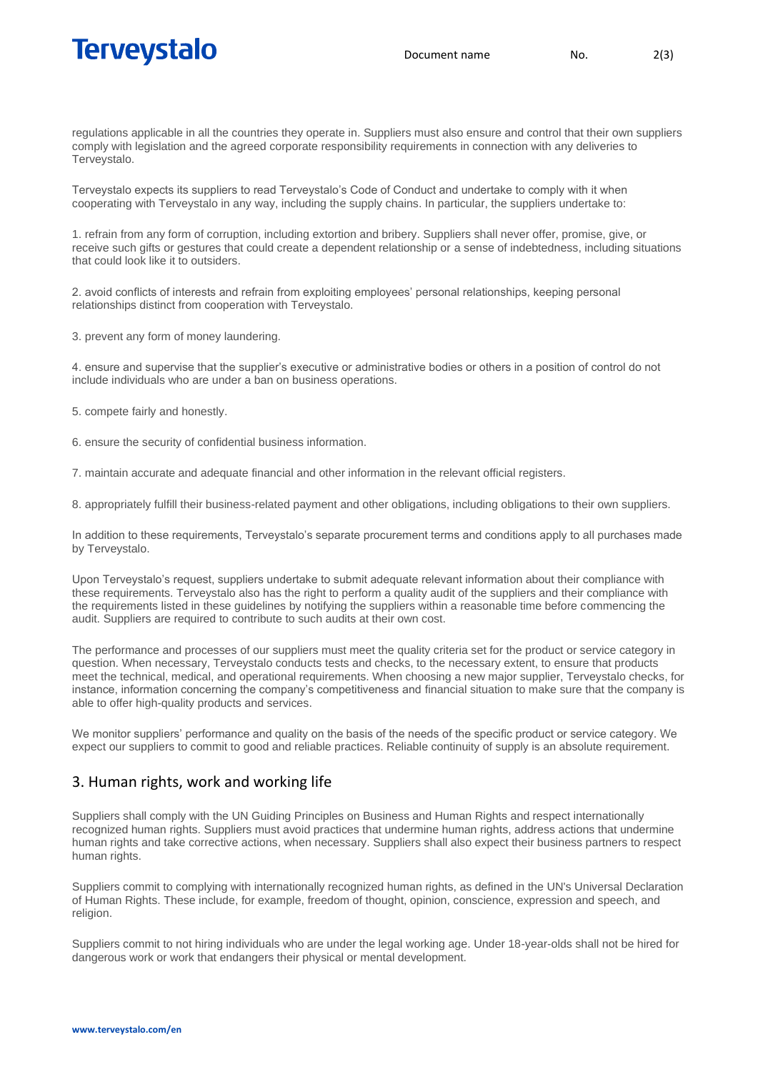regulations applicable in all the countries they operate in. Suppliers must also ensure and control that their own suppliers comply with legislation and the agreed corporate responsibility requirements in connection with any deliveries to Terveystalo.

Terveystalo expects its suppliers to read Terveystalo's Code of Conduct and undertake to comply with it when cooperating with Terveystalo in any way, including the supply chains. In particular, the suppliers undertake to:

1. refrain from any form of corruption, including extortion and bribery. Suppliers shall never offer, promise, give, or receive such gifts or gestures that could create a dependent relationship or a sense of indebtedness, including situations that could look like it to outsiders.

2. avoid conflicts of interests and refrain from exploiting employees' personal relationships, keeping personal relationships distinct from cooperation with Terveystalo.

3. prevent any form of money laundering.

4. ensure and supervise that the supplier's executive or administrative bodies or others in a position of control do not include individuals who are under a ban on business operations.

5. compete fairly and honestly.

6. ensure the security of confidential business information.

7. maintain accurate and adequate financial and other information in the relevant official registers.

8. appropriately fulfill their business-related payment and other obligations, including obligations to their own suppliers.

In addition to these requirements, Terveystalo's separate procurement terms and conditions apply to all purchases made by Terveystalo.

Upon Terveystalo's request, suppliers undertake to submit adequate relevant information about their compliance with these requirements. Terveystalo also has the right to perform a quality audit of the suppliers and their compliance with the requirements listed in these guidelines by notifying the suppliers within a reasonable time before commencing the audit. Suppliers are required to contribute to such audits at their own cost.

The performance and processes of our suppliers must meet the quality criteria set for the product or service category in question. When necessary, Terveystalo conducts tests and checks, to the necessary extent, to ensure that products meet the technical, medical, and operational requirements. When choosing a new major supplier, Terveystalo checks, for instance, information concerning the company's competitiveness and financial situation to make sure that the company is able to offer high-quality products and services.

We monitor suppliers' performance and quality on the basis of the needs of the specific product or service category. We expect our suppliers to commit to good and reliable practices. Reliable continuity of supply is an absolute requirement.

## 3. Human rights, work and working life

Suppliers shall comply with the UN Guiding Principles on Business and Human Rights and respect internationally recognized human rights. Suppliers must avoid practices that undermine human rights, address actions that undermine human rights and take corrective actions, when necessary. Suppliers shall also expect their business partners to respect human rights.

Suppliers commit to complying with internationally recognized human rights, as defined in the UN's Universal Declaration of Human Rights. These include, for example, freedom of thought, opinion, conscience, expression and speech, and religion.

Suppliers commit to not hiring individuals who are under the legal working age. Under 18-year-olds shall not be hired for dangerous work or work that endangers their physical or mental development.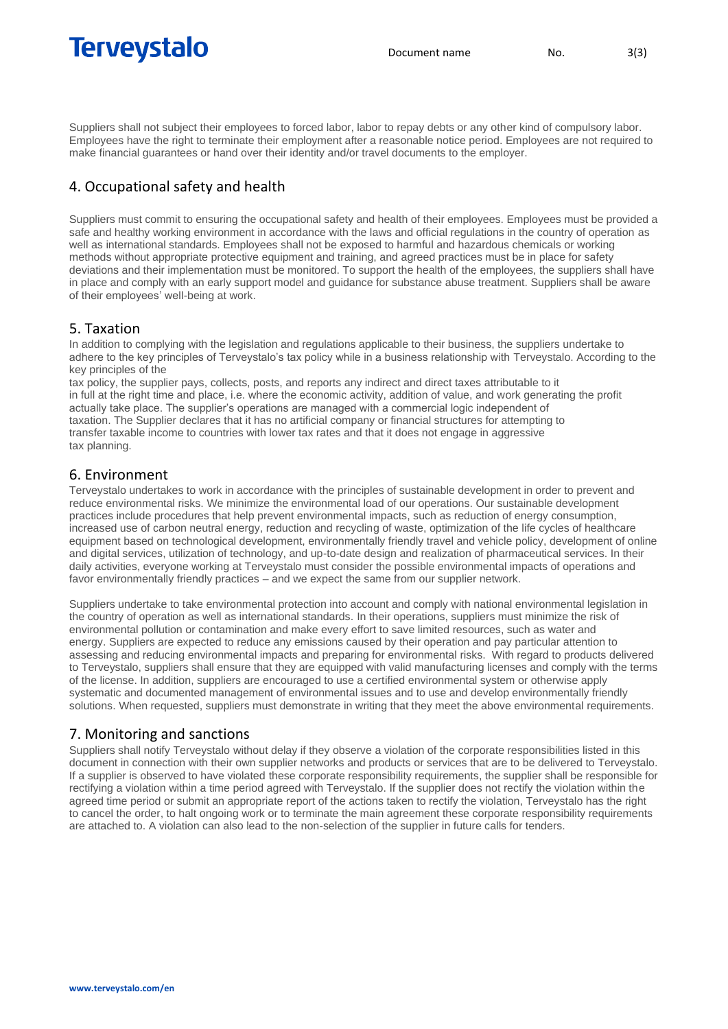Suppliers shall not subject their employees to forced labor, labor to repay debts or any other kind of compulsory labor. Employees have the right to terminate their employment after a reasonable notice period. Employees are not required to make financial guarantees or hand over their identity and/or travel documents to the employer.

## 4. Occupational safety and health

Suppliers must commit to ensuring the occupational safety and health of their employees. Employees must be provided a safe and healthy working environment in accordance with the laws and official regulations in the country of operation as well as international standards. Employees shall not be exposed to harmful and hazardous chemicals or working methods without appropriate protective equipment and training, and agreed practices must be in place for safety deviations and their implementation must be monitored. To support the health of the employees, the suppliers shall have in place and comply with an early support model and guidance for substance abuse treatment. Suppliers shall be aware of their employees' well-being at work.

## 5. Taxation

In addition to complying with the legislation and regulations applicable to their business, the suppliers undertake to adhere to the key principles of Terveystalo's tax policy while in a business relationship with Terveystalo. According to the key principles of the tax policy, the supplier pays, collects, posts, and reports any indirect and direct taxes attributable to it in full at the right time and place, i.e. where the economic activity, addition of value, and work generating the profit actually take place. The supplier's operations are managed with a commercial logic independent of taxation. The Supplier declares that it has no artificial company or financial structures for attempting to transfer taxable income to countries with lower tax rates and that it does not engage in aggressive tax planning.

## 6. Environment

Terveystalo undertakes to work in accordance with the principles of sustainable development in order to prevent and reduce environmental risks. We minimize the environmental load of our operations. Our sustainable development practices include procedures that help prevent environmental impacts, such as reduction of energy consumption, increased use of carbon neutral energy, reduction and recycling of waste, optimization of the life cycles of healthcare equipment based on technological development, environmentally friendly travel and vehicle policy, development of online and digital services, utilization of technology, and up-to-date design and realization of pharmaceutical services. In their daily activities, everyone working at Terveystalo must consider the possible environmental impacts of operations and favor environmentally friendly practices – and we expect the same from our supplier network.

Suppliers undertake to take environmental protection into account and comply with national environmental legislation in the country of operation as well as international standards. In their operations, suppliers must minimize the risk of environmental pollution or contamination and make every effort to save limited resources, such as water and energy. Suppliers are expected to reduce any emissions caused by their operation and pay particular attention to assessing and reducing environmental impacts and preparing for environmental risks. With regard to products delivered to Terveystalo, suppliers shall ensure that they are equipped with valid manufacturing licenses and comply with the terms of the license. In addition, suppliers are encouraged to use a certified environmental system or otherwise apply systematic and documented management of environmental issues and to use and develop environmentally friendly solutions. When requested, suppliers must demonstrate in writing that they meet the above environmental requirements.

## 7. Monitoring and sanctions

Suppliers shall notify Terveystalo without delay if they observe a violation of the corporate responsibilities listed in this document in connection with their own supplier networks and products or services that are to be delivered to Terveystalo. If a supplier is observed to have violated these corporate responsibility requirements, the supplier shall be responsible for rectifying a violation within a time period agreed with Terveystalo. If the supplier does not rectify the violation within the agreed time period or submit an appropriate report of the actions taken to rectify the violation, Terveystalo has the right to cancel the order, to halt ongoing work or to terminate the main agreement these corporate responsibility requirements are attached to. A violation can also lead to the non-selection of the supplier in future calls for tenders.